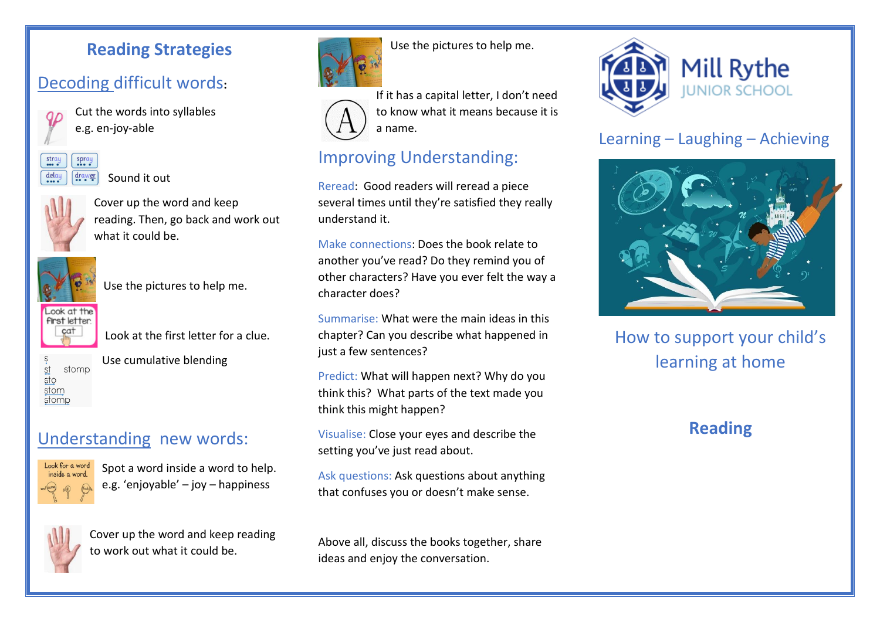## Reading Strategies

### Decoding difficult words:

Cut the words into syllables e.g. en-joy-able

Sound it out

Cover up the word and keep reading. Then, go back and work out what it could be.

Use the pictures to help me.

Look at the first letter for a clue.

Use cumulative blending

### Understanding new words:

Spot a word inside a word to help. e.g. 'enjoyable' – joy – happiness

Cover up the word and keep reading to work out what it could be.

Use the pictures to help me.

If it has a capital letter, I don't need to know what it means because it is a name.

### Improving Understanding:

Reread: Good readers will reread a piece several times until they're satisfied they really understand it.

Make connections: Does the book relate to another you've read? Do they remind you of other characters? Have you ever felt the way a character does?

Summarise: What were the main ideas in this chapter? Can you describe what happened in just a few sentences?

Predict: What will happen next? Why do you think this? What parts of the text made you think this might happen?

Visualise: Close your eyes and describe the setting you've just read about.

Ask questions: Ask questions about anything that confuses you or doesn't make sense.

Above all, discuss the books together, share ideas and enjoy the conversation.

Mill Rythe JUNIOR SCHOOL

Learning – Laughing – Achieving

How to support your child's learning at home

## Reading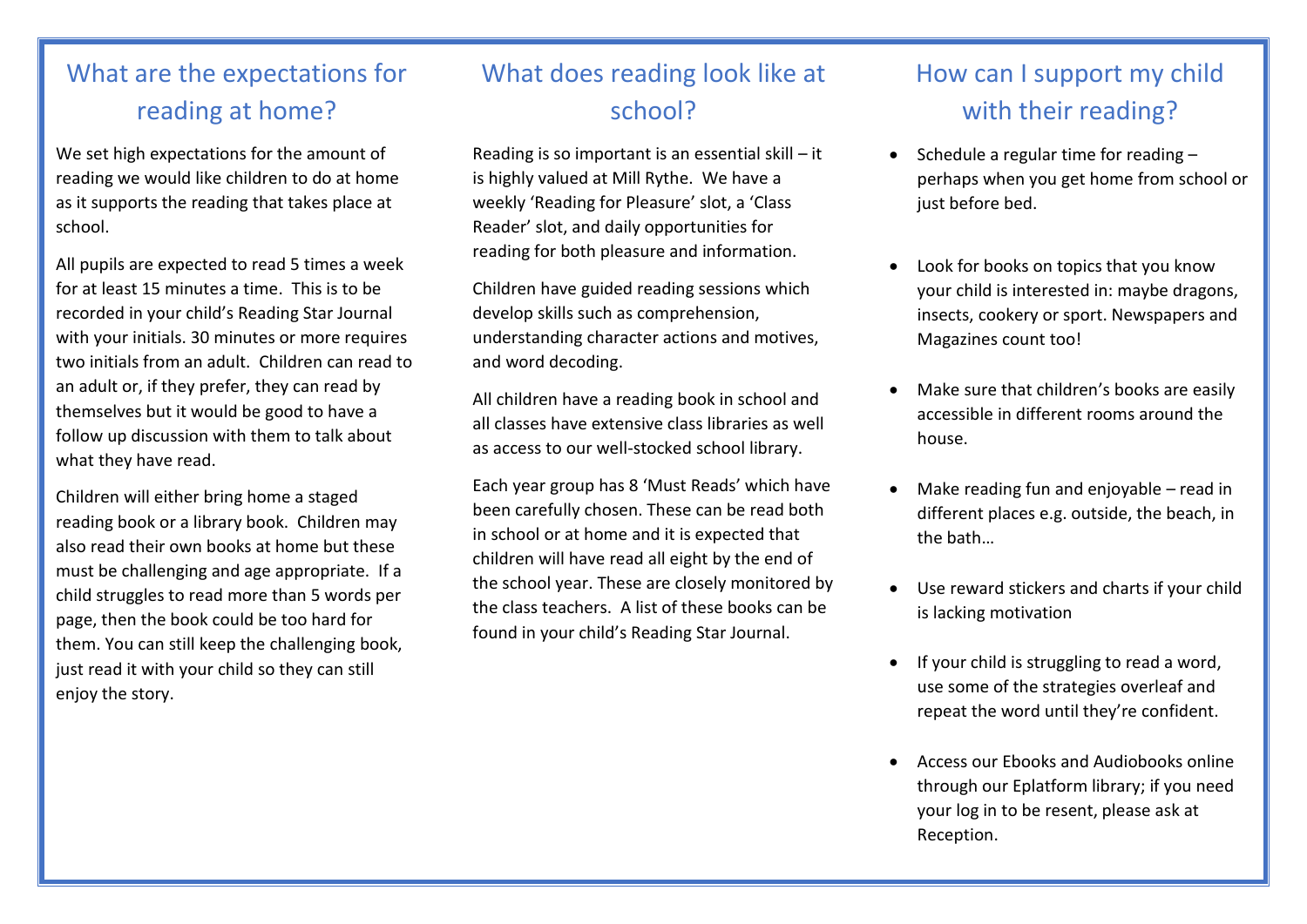## What are the expectations for reading at home?

We set high expectations for the amount of reading we would like children to do at home as it supports the reading that takes place at school.

All pupils are expected to read 5 times a week for at least 15 minutes a time. This is to be recorded in your child's Reading Star Journal with your initials. 30 minutes or more requires two initials from an adult. Children can read to an adult or, if they prefer, they can read by themselves but it would be good to have a follow up discussion with them to talk about what they have read.

Children will either bring home a staged reading book or a library book. Children may also read their own books at home but these must be challenging and age appropriate. If a child struggles to read more than 5 words per page, then the book could be too hard for them. You can still keep the challenging book, just read it with your child so they can still enjoy the story.

## What does reading look like at school?

Reading is so important is an essential skill – it is highly valued at Mill Rythe. We have a weekly 'Reading for Pleasure' slot, a 'Class Reader' slot, and daily opportunities for reading for both pleasure and information.

Children have guided reading sessions which develop skills such as comprehension, understanding character actions and motives, and word decoding.

All children have a reading book in school and all classes have extensive class libraries as well as access to our well-stocked school library.

Each year group has 8 'Must Reads' which have been carefully chosen. These can be read both in school or at home and it is expected that children will have read all eight by the end of the school year. These are closely monitored by the class teachers. A list of these books can be found in your child's Reading Star Journal.

## How can I support my child with their reading?

- Schedule a regular time for reading – perhaps when you get home from school or just before bed.
- Look for books on topics that you know your child is interested in: maybe dragons, insects, cookery or sport. Newspapers and Magazines count too!
- Make sure that children's books are easily accessible in different rooms around the house.
- Make reading fun and enjoyable – read in different places e.g. outside, the beach, in the bath…
- Use reward stickers and charts if your child is lacking motivation
- If your child is struggling to read a word, use some of the strategies overleaf and repeat the word until they're confident.
- Access our Ebooks and Audiobooks online through our Eplatform library; if you need your log in to be resent, please ask at Reception.